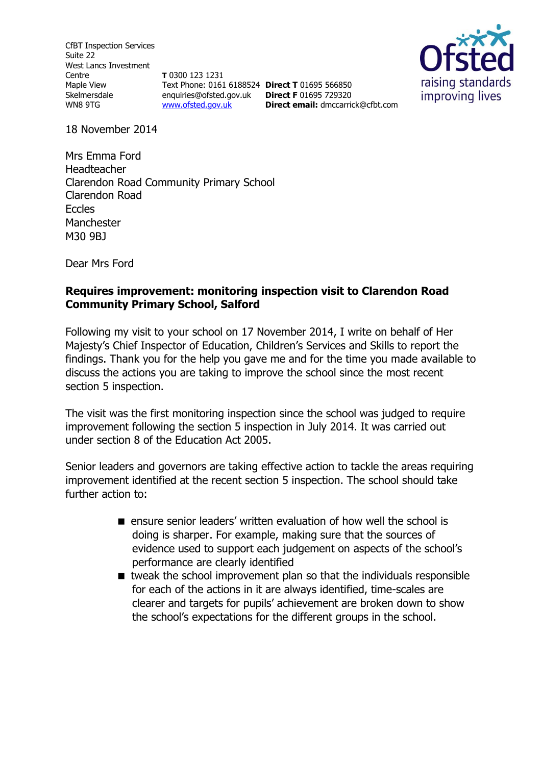CfBT Inspection Services
Suite 22
West Lancs Investment Centre
Maple View
Skelmersdale
WN8 9TG

**T** 0300 123 1231
Text Phone: 0161 6188524
enquiries@ofsted.gov.uk
www.ofsted.gov.uk

**Direct T** 01695 566850
**Direct F** 01695 729320
**Direct email:** dmccarrick@cfbt.com

Ofsted
raising standards
improving lives

18 November 2014

Mrs Emma Ford
Headteacher
Clarendon Road Community Primary School
Clarendon Road
Eccles
Manchester
M30 9BJ

Dear Mrs Ford

**Requires improvement: monitoring inspection visit to Clarendon Road Community Primary School, Salford**

Following my visit to your school on 17 November 2014, I write on behalf of Her Majesty's Chief Inspector of Education, Children's Services and Skills to report the findings. Thank you for the help you gave me and for the time you made available to discuss the actions you are taking to improve the school since the most recent section 5 inspection.

The visit was the first monitoring inspection since the school was judged to require improvement following the section 5 inspection in July 2014. It was carried out under section 8 of the Education Act 2005.

Senior leaders and governors are taking effective action to tackle the areas requiring improvement identified at the recent section 5 inspection. The school should take further action to:

- ensure senior leaders' written evaluation of how well the school is doing is sharper. For example, making sure that the sources of evidence used to support each judgement on aspects of the school's performance are clearly identified
- tweak the school improvement plan so that the individuals responsible for each of the actions in it are always identified, time-scales are clearer and targets for pupils' achievement are broken down to show the school's expectations for the different groups in the school.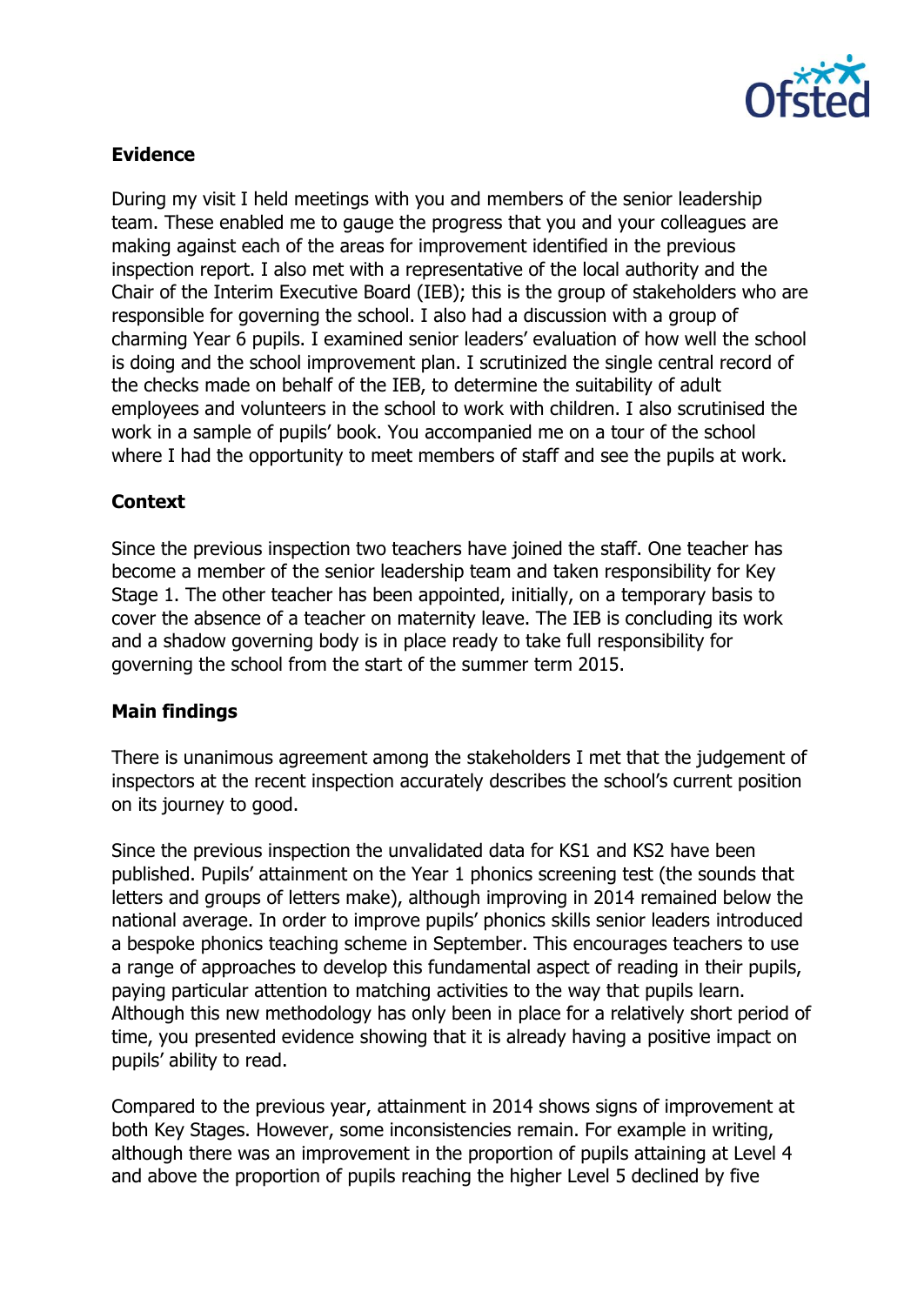**Evidence**

During my visit I held meetings with you and members of the senior leadership team. These enabled me to gauge the progress that you and your colleagues are making against each of the areas for improvement identified in the previous inspection report. I also met with a representative of the local authority and the Chair of the Interim Executive Board (IEB); this is the group of stakeholders who are responsible for governing the school. I also had a discussion with a group of charming Year 6 pupils. I examined senior leaders' evaluation of how well the school is doing and the school improvement plan. I scrutinized the single central record of the checks made on behalf of the IEB, to determine the suitability of adult employees and volunteers in the school to work with children. I also scrutinised the work in a sample of pupils' book. You accompanied me on a tour of the school where I had the opportunity to meet members of staff and see the pupils at work.

**Context**

Since the previous inspection two teachers have joined the staff. One teacher has become a member of the senior leadership team and taken responsibility for Key Stage 1. The other teacher has been appointed, initially, on a temporary basis to cover the absence of a teacher on maternity leave. The IEB is concluding its work and a shadow governing body is in place ready to take full responsibility for governing the school from the start of the summer term 2015.

**Main findings**

There is unanimous agreement among the stakeholders I met that the judgement of inspectors at the recent inspection accurately describes the school's current position on its journey to good.

Since the previous inspection the unvalidated data for KS1 and KS2 have been published. Pupils' attainment on the Year 1 phonics screening test (the sounds that letters and groups of letters make), although improving in 2014 remained below the national average. In order to improve pupils' phonics skills senior leaders introduced a bespoke phonics teaching scheme in September. This encourages teachers to use a range of approaches to develop this fundamental aspect of reading in their pupils, paying particular attention to matching activities to the way that pupils learn. Although this new methodology has only been in place for a relatively short period of time, you presented evidence showing that it is already having a positive impact on pupils' ability to read.

Compared to the previous year, attainment in 2014 shows signs of improvement at both Key Stages. However, some inconsistencies remain. For example in writing, although there was an improvement in the proportion of pupils attaining at Level 4 and above the proportion of pupils reaching the higher Level 5 declined by five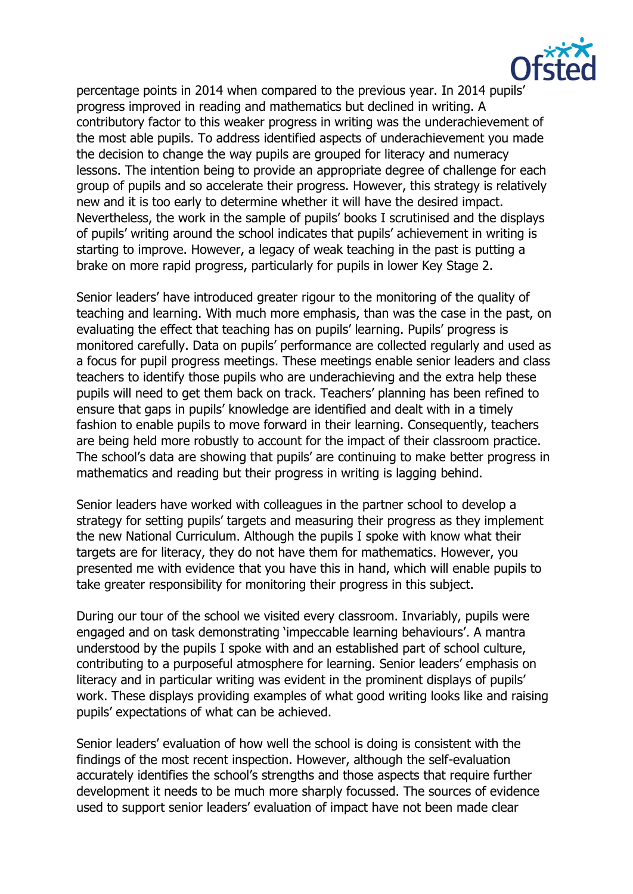percentage points in 2014 when compared to the previous year. In 2014 pupils' progress improved in reading and mathematics but declined in writing. A contributory factor to this weaker progress in writing was the underachievement of the most able pupils. To address identified aspects of underachievement you made the decision to change the way pupils are grouped for literacy and numeracy lessons. The intention being to provide an appropriate degree of challenge for each group of pupils and so accelerate their progress. However, this strategy is relatively new and it is too early to determine whether it will have the desired impact. Nevertheless, the work in the sample of pupils' books I scrutinised and the displays of pupils' writing around the school indicates that pupils' achievement in writing is starting to improve. However, a legacy of weak teaching in the past is putting a brake on more rapid progress, particularly for pupils in lower Key Stage 2.

Senior leaders' have introduced greater rigour to the monitoring of the quality of teaching and learning. With much more emphasis, than was the case in the past, on evaluating the effect that teaching has on pupils' learning. Pupils' progress is monitored carefully. Data on pupils' performance are collected regularly and used as a focus for pupil progress meetings. These meetings enable senior leaders and class teachers to identify those pupils who are underachieving and the extra help these pupils will need to get them back on track. Teachers' planning has been refined to ensure that gaps in pupils' knowledge are identified and dealt with in a timely fashion to enable pupils to move forward in their learning. Consequently, teachers are being held more robustly to account for the impact of their classroom practice. The school's data are showing that pupils' are continuing to make better progress in mathematics and reading but their progress in writing is lagging behind.

Senior leaders have worked with colleagues in the partner school to develop a strategy for setting pupils' targets and measuring their progress as they implement the new National Curriculum. Although the pupils I spoke with know what their targets are for literacy, they do not have them for mathematics. However, you presented me with evidence that you have this in hand, which will enable pupils to take greater responsibility for monitoring their progress in this subject.

During our tour of the school we visited every classroom. Invariably, pupils were engaged and on task demonstrating 'impeccable learning behaviours'. A mantra understood by the pupils I spoke with and an established part of school culture, contributing to a purposeful atmosphere for learning. Senior leaders' emphasis on literacy and in particular writing was evident in the prominent displays of pupils' work. These displays providing examples of what good writing looks like and raising pupils' expectations of what can be achieved.

Senior leaders' evaluation of how well the school is doing is consistent with the findings of the most recent inspection. However, although the self-evaluation accurately identifies the school's strengths and those aspects that require further development it needs to be much more sharply focussed. The sources of evidence used to support senior leaders' evaluation of impact have not been made clear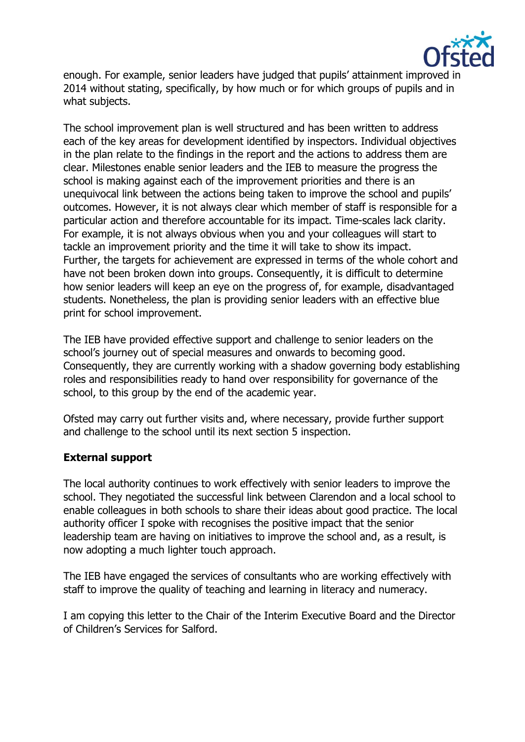enough. For example, senior leaders have judged that pupils' attainment improved in 2014 without stating, specifically, by how much or for which groups of pupils and in what subjects.

The school improvement plan is well structured and has been written to address each of the key areas for development identified by inspectors. Individual objectives in the plan relate to the findings in the report and the actions to address them are clear. Milestones enable senior leaders and the IEB to measure the progress the school is making against each of the improvement priorities and there is an unequivocal link between the actions being taken to improve the school and pupils' outcomes. However, it is not always clear which member of staff is responsible for a particular action and therefore accountable for its impact. Time-scales lack clarity. For example, it is not always obvious when you and your colleagues will start to tackle an improvement priority and the time it will take to show its impact. Further, the targets for achievement are expressed in terms of the whole cohort and have not been broken down into groups. Consequently, it is difficult to determine how senior leaders will keep an eye on the progress of, for example, disadvantaged students. Nonetheless, the plan is providing senior leaders with an effective blue print for school improvement.

The IEB have provided effective support and challenge to senior leaders on the school's journey out of special measures and onwards to becoming good. Consequently, they are currently working with a shadow governing body establishing roles and responsibilities ready to hand over responsibility for governance of the school, to this group by the end of the academic year.

Ofsted may carry out further visits and, where necessary, provide further support and challenge to the school until its next section 5 inspection.

**External support**

The local authority continues to work effectively with senior leaders to improve the school. They negotiated the successful link between Clarendon and a local school to enable colleagues in both schools to share their ideas about good practice. The local authority officer I spoke with recognises the positive impact that the senior leadership team are having on initiatives to improve the school and, as a result, is now adopting a much lighter touch approach.

The IEB have engaged the services of consultants who are working effectively with staff to improve the quality of teaching and learning in literacy and numeracy.

I am copying this letter to the Chair of the Interim Executive Board and the Director of Children's Services for Salford.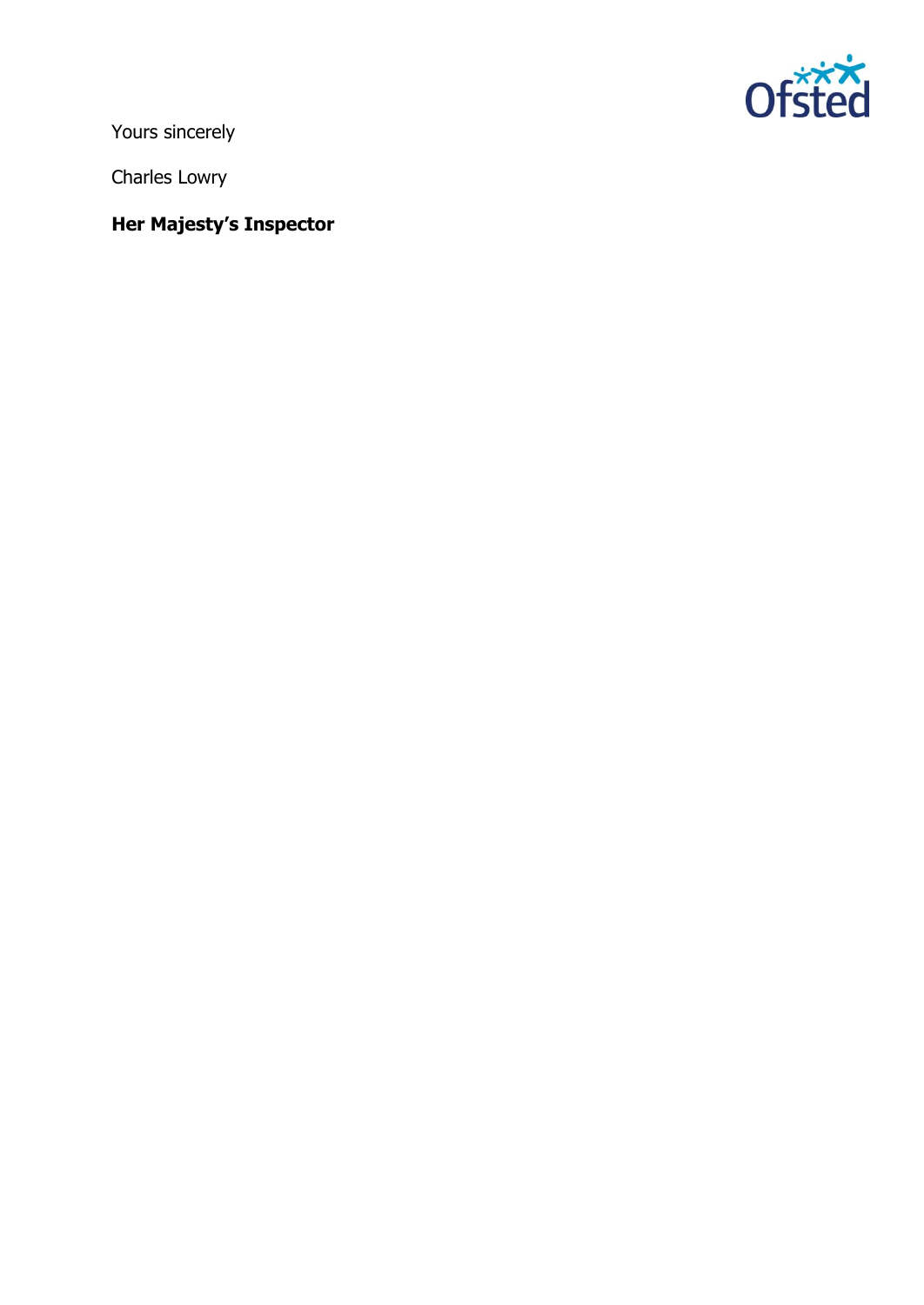Yours sincerely

Charles Lowry

**Her Majesty's Inspector**